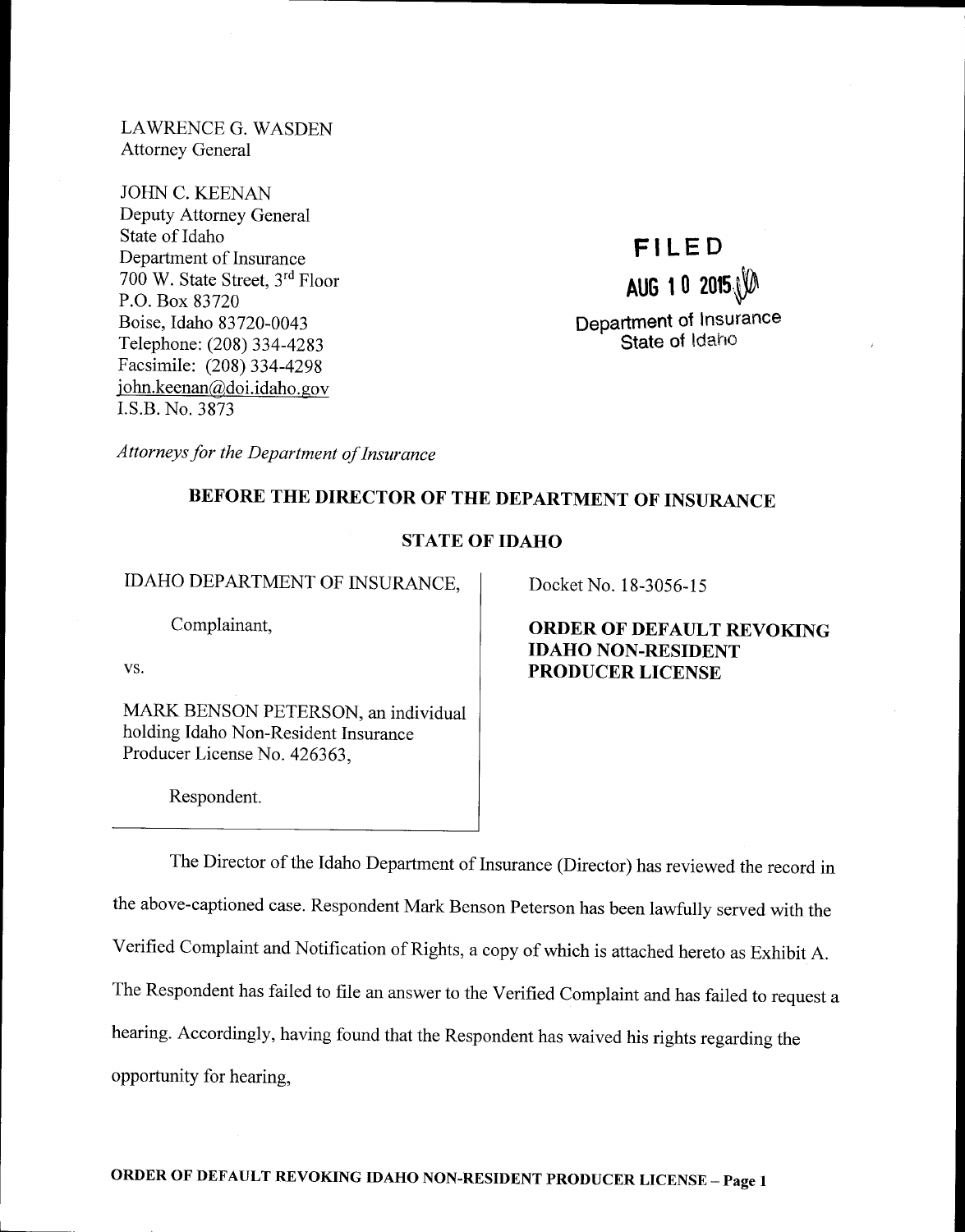LAWRENCE G. WASDEN
Attorney General

JOHN C. KEENAN
Deputy Attorney General
State of Idaho
Department of Insurance
700 W. State Street, 3rd Floor
P.O. Box 83720
Boise, Idaho 83720-0043
Telephone: (208) 334-4283
Facsimile: (208) 334-4298
john.keenan@doi.idaho.gov
I.S.B. No. 3873

**FILED**
**AUG 10 2015**
Department of Insurance
State of Idaho

*Attorneys for the Department of Insurance*

## BEFORE THE DIRECTOR OF THE DEPARTMENT OF INSURANCE

## STATE OF IDAHO

IDAHO DEPARTMENT OF INSURANCE,

Complainant,

vs.

MARK BENSON PETERSON, an individual holding Idaho Non-Resident Insurance Producer License No. 426363,

Respondent.

Docket No. 18-3056-15

**ORDER OF DEFAULT REVOKING IDAHO NON-RESIDENT PRODUCER LICENSE**

The Director of the Idaho Department of Insurance (Director) has reviewed the record in the above-captioned case. Respondent Mark Benson Peterson has been lawfully served with the Verified Complaint and Notification of Rights, a copy of which is attached hereto as Exhibit A. The Respondent has failed to file an answer to the Verified Complaint and has failed to request a hearing. Accordingly, having found that the Respondent has waived his rights regarding the opportunity for hearing,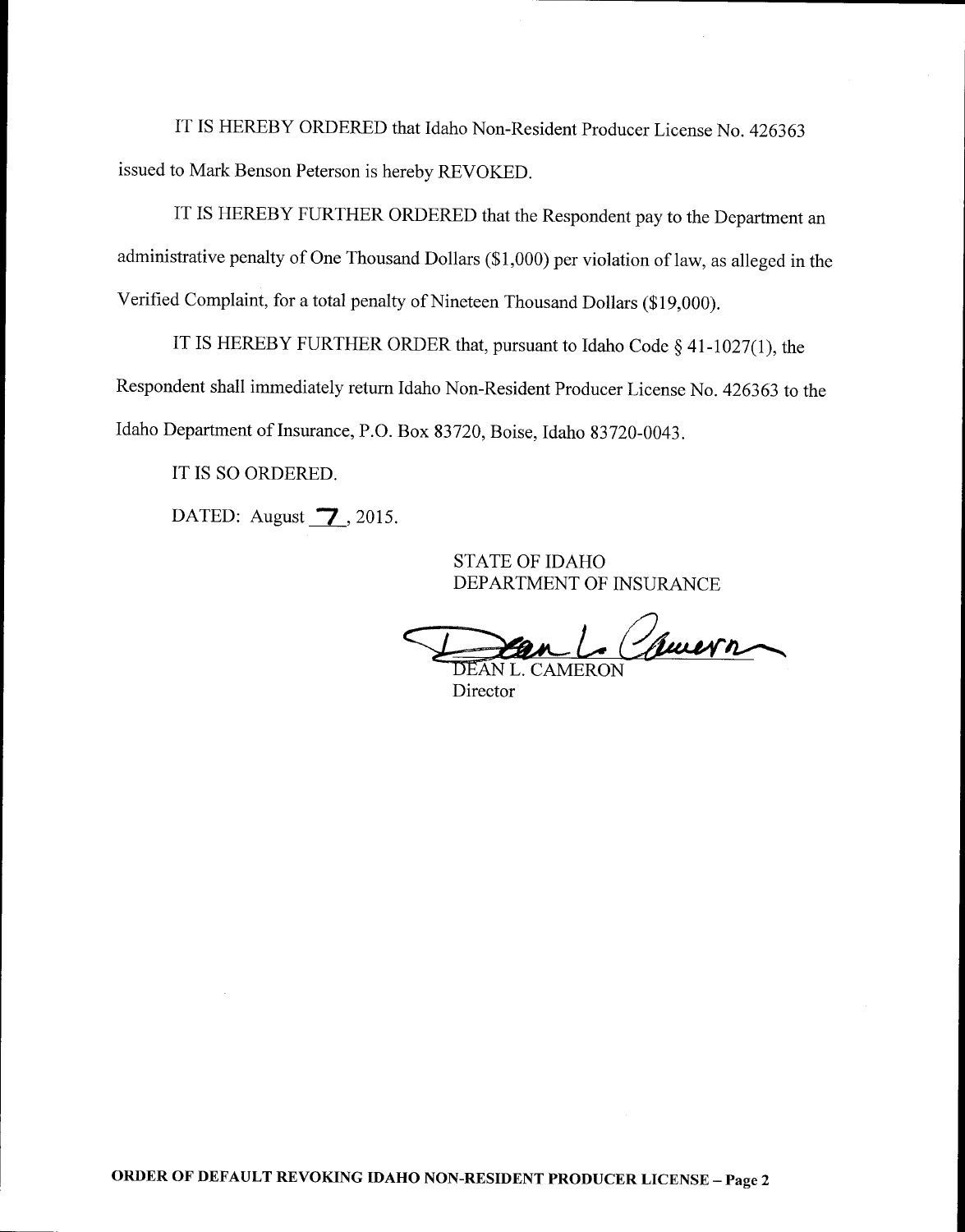IT IS HEREBY ORDERED that Idaho Non-Resident Producer License No. 426363 issued to Mark Benson Peterson is hereby REVOKED.

IT IS HEREBY FURTHER ORDERED that the Respondent pay to the Department an administrative penalty of One Thousand Dollars ($1,000) per violation of law, as alleged in the Verified Complaint, for a total penalty of Nineteen Thousand Dollars ($19,000).

IT IS HEREBY FURTHER ORDER that, pursuant to Idaho Code § 41-1027(1), the Respondent shall immediately return Idaho Non-Resident Producer License No. 426363 to the Idaho Department of Insurance, P.O. Box 83720, Boise, Idaho 83720-0043.

IT IS SO ORDERED.

DATED: August 7, 2015.

STATE OF IDAHO
DEPARTMENT OF INSURANCE

DEAN L. CAMERON
Director

**ORDER OF DEFAULT REVOKING IDAHO NON-RESIDENT PRODUCER LICENSE – Page 2**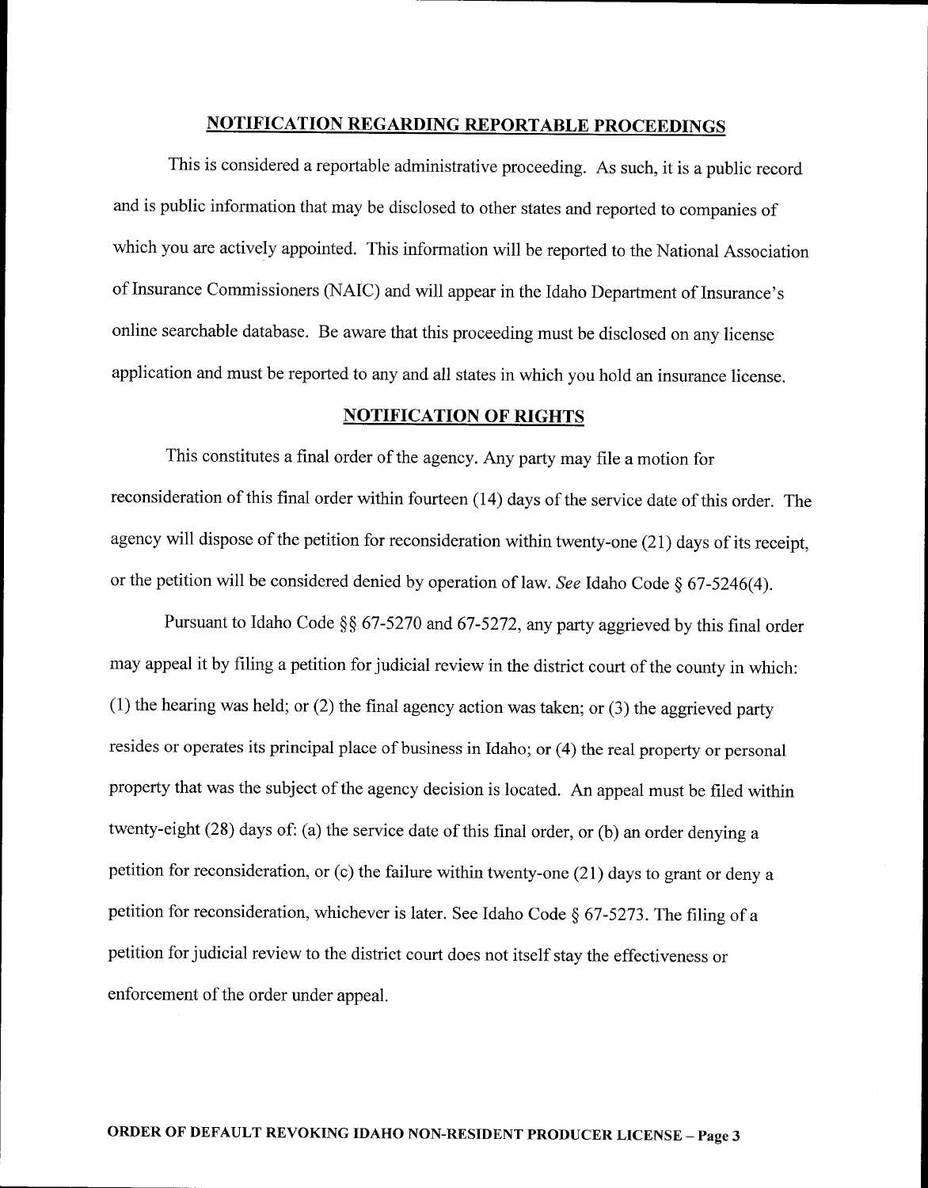## NOTIFICATION REGARDING REPORTABLE PROCEEDINGS

This is considered a reportable administrative proceeding. As such, it is a public record and is public information that may be disclosed to other states and reported to companies of which you are actively appointed. This information will be reported to the National Association of Insurance Commissioners (NAIC) and will appear in the Idaho Department of Insurance's online searchable database. Be aware that this proceeding must be disclosed on any license application and must be reported to any and all states in which you hold an insurance license.

## NOTIFICATION OF RIGHTS

This constitutes a final order of the agency. Any party may file a motion for reconsideration of this final order within fourteen (14) days of the service date of this order. The agency will dispose of the petition for reconsideration within twenty-one (21) days of its receipt, or the petition will be considered denied by operation of law. *See* Idaho Code § 67-5246(4).

Pursuant to Idaho Code §§ 67-5270 and 67-5272, any party aggrieved by this final order may appeal it by filing a petition for judicial review in the district court of the county in which: (1) the hearing was held; or (2) the final agency action was taken; or (3) the aggrieved party resides or operates its principal place of business in Idaho; or (4) the real property or personal property that was the subject of the agency decision is located. An appeal must be filed within twenty-eight (28) days of: (a) the service date of this final order, or (b) an order denying a petition for reconsideration, or (c) the failure within twenty-one (21) days to grant or deny a petition for reconsideration, whichever is later. See Idaho Code § 67-5273. The filing of a petition for judicial review to the district court does not itself stay the effectiveness or enforcement of the order under appeal.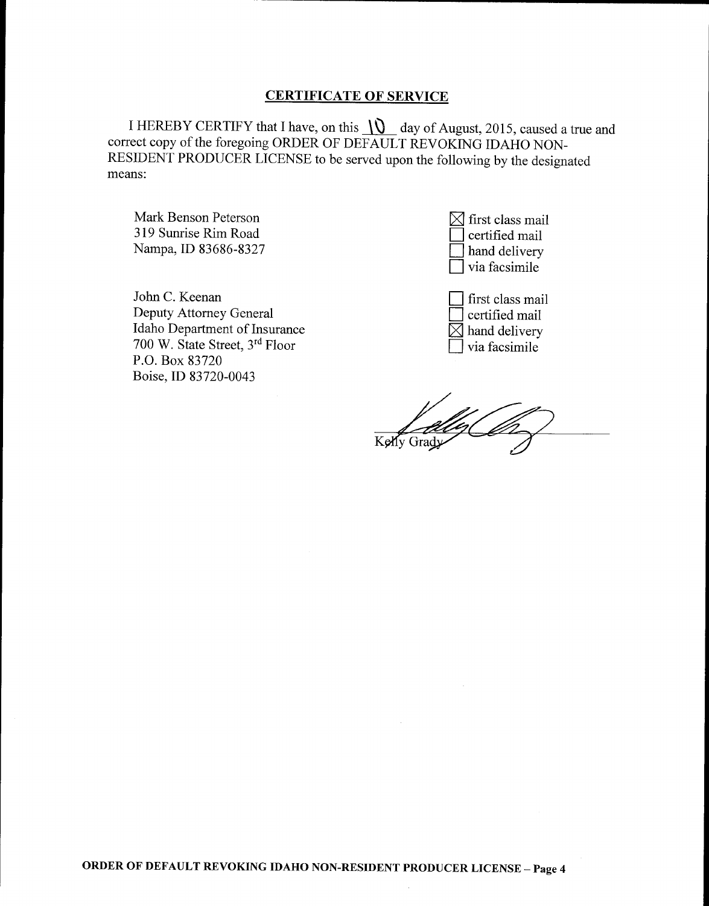## CERTIFICATE OF SERVICE

I HEREBY CERTIFY that I have, on this 10 day of August, 2015, caused a true and correct copy of the foregoing ORDER OF DEFAULT REVOKING IDAHO NON-RESIDENT PRODUCER LICENSE to be served upon the following by the designated means:

| | |
|---|---|
| Mark Benson Peterson<br>319 Sunrise Rim Road<br>Nampa, ID 83686-8327 | ☒ first class mail<br>☐ certified mail<br>☐ hand delivery<br>☐ via facsimile |
| John C. Keenan<br>Deputy Attorney General<br>Idaho Department of Insurance<br>700 W. State Street, 3rd Floor<br>P.O. Box 83720<br>Boise, ID 83720-0043 | ☐ first class mail<br>☐ certified mail<br>☒ hand delivery<br>☐ via facsimile |

Kelly Grady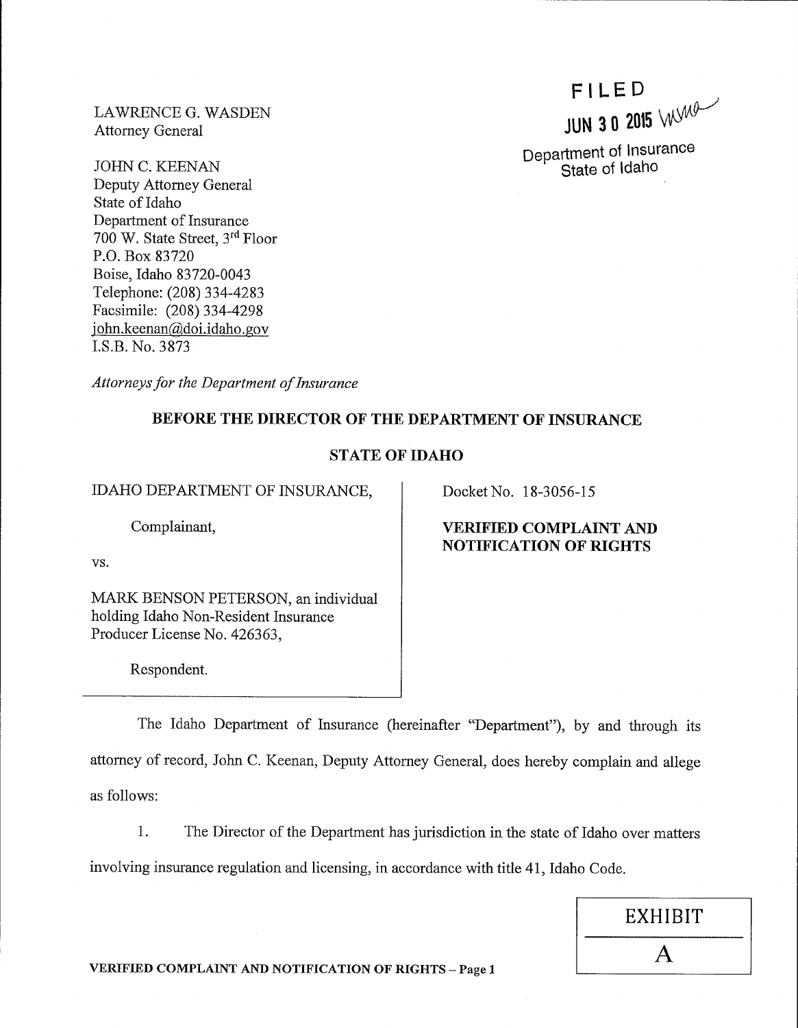LAWRENCE G. WASDEN
Attorney General

JOHN C. KEENAN
Deputy Attorney General
State of Idaho
Department of Insurance
700 W. State Street, 3rd Floor
P.O. Box 83720
Boise, Idaho 83720-0043
Telephone: (208) 334-4283
Facsimile: (208) 334-4298
john.keenan@doi.idaho.gov
I.S.B. No. 3873

FILED
JUN 30 2015
Department of Insurance
State of Idaho

*Attorneys for the Department of Insurance*

**BEFORE THE DIRECTOR OF THE DEPARTMENT OF INSURANCE**

**STATE OF IDAHO**

| | |
|---|---|
| IDAHO DEPARTMENT OF INSURANCE,<br><br>Complainant,<br><br>vs.<br><br>MARK BENSON PETERSON, an individual holding Idaho Non-Resident Insurance Producer License No. 426363,<br><br>Respondent. | Docket No. 18-3056-15<br><br>**VERIFIED COMPLAINT AND NOTIFICATION OF RIGHTS** |

The Idaho Department of Insurance (hereinafter "Department"), by and through its attorney of record, John C. Keenan, Deputy Attorney General, does hereby complain and allege as follows:

1. The Director of the Department has jurisdiction in the state of Idaho over matters involving insurance regulation and licensing, in accordance with title 41, Idaho Code.

EXHIBIT A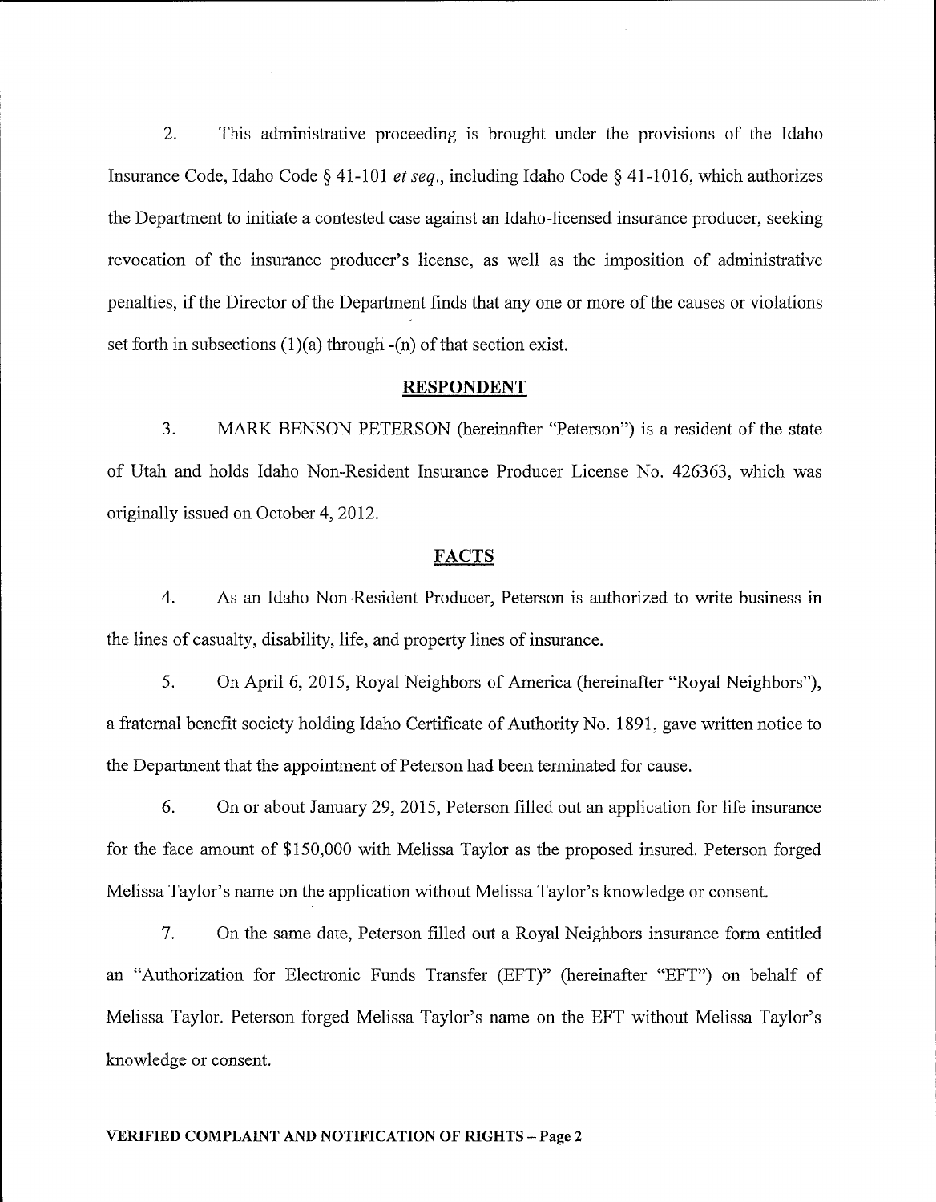2. This administrative proceeding is brought under the provisions of the Idaho Insurance Code, Idaho Code § 41-101 *et seq.*, including Idaho Code § 41-1016, which authorizes the Department to initiate a contested case against an Idaho-licensed insurance producer, seeking revocation of the insurance producer's license, as well as the imposition of administrative penalties, if the Director of the Department finds that any one or more of the causes or violations set forth in subsections (1)(a) through -(n) of that section exist.

## RESPONDENT

3. MARK BENSON PETERSON (hereinafter "Peterson") is a resident of the state of Utah and holds Idaho Non-Resident Insurance Producer License No. 426363, which was originally issued on October 4, 2012.

## FACTS

4. As an Idaho Non-Resident Producer, Peterson is authorized to write business in the lines of casualty, disability, life, and property lines of insurance.

5. On April 6, 2015, Royal Neighbors of America (hereinafter "Royal Neighbors"), a fraternal benefit society holding Idaho Certificate of Authority No. 1891, gave written notice to the Department that the appointment of Peterson had been terminated for cause.

6. On or about January 29, 2015, Peterson filled out an application for life insurance for the face amount of $150,000 with Melissa Taylor as the proposed insured. Peterson forged Melissa Taylor's name on the application without Melissa Taylor's knowledge or consent.

7. On the same date, Peterson filled out a Royal Neighbors insurance form entitled an "Authorization for Electronic Funds Transfer (EFT)" (hereinafter "EFT") on behalf of Melissa Taylor. Peterson forged Melissa Taylor's name on the EFT without Melissa Taylor's knowledge or consent.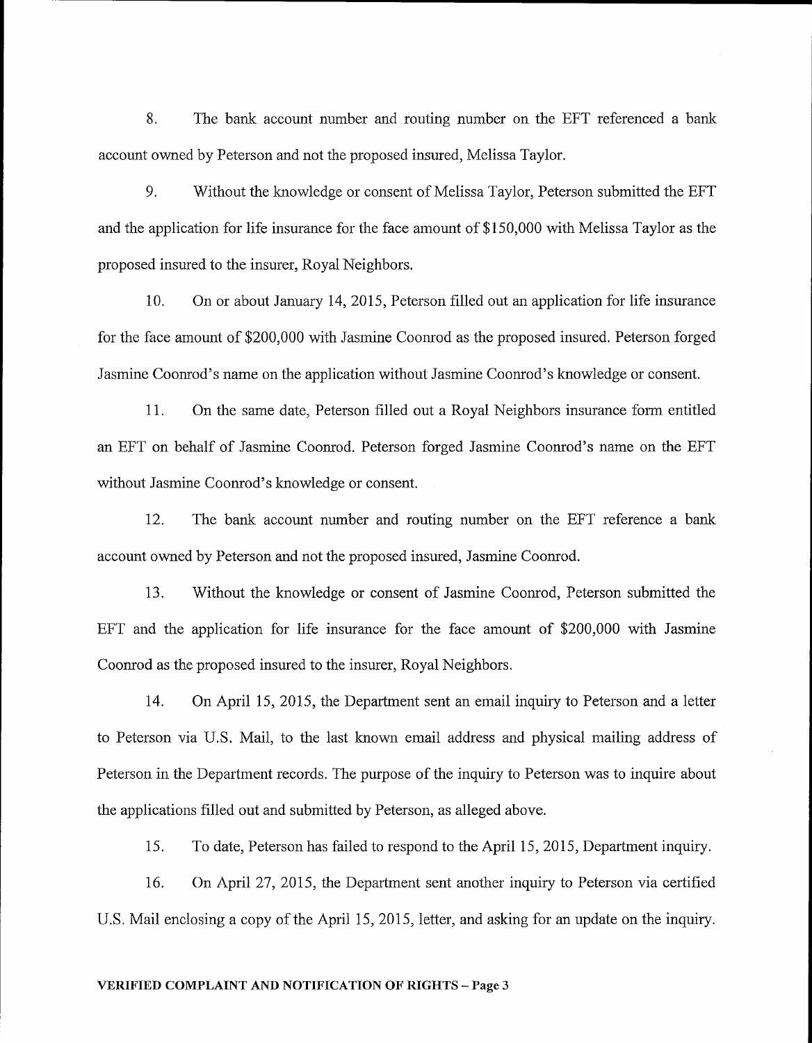8. The bank account number and routing number on the EFT referenced a bank account owned by Peterson and not the proposed insured, Melissa Taylor.

9. Without the knowledge or consent of Melissa Taylor, Peterson submitted the EFT and the application for life insurance for the face amount of $150,000 with Melissa Taylor as the proposed insured to the insurer, Royal Neighbors.

10. On or about January 14, 2015, Peterson filled out an application for life insurance for the face amount of $200,000 with Jasmine Coonrod as the proposed insured. Peterson forged Jasmine Coonrod's name on the application without Jasmine Coonrod's knowledge or consent.

11. On the same date, Peterson filled out a Royal Neighbors insurance form entitled an EFT on behalf of Jasmine Coonrod. Peterson forged Jasmine Coonrod's name on the EFT without Jasmine Coonrod's knowledge or consent.

12. The bank account number and routing number on the EFT reference a bank account owned by Peterson and not the proposed insured, Jasmine Coonrod.

13. Without the knowledge or consent of Jasmine Coonrod, Peterson submitted the EFT and the application for life insurance for the face amount of $200,000 with Jasmine Coonrod as the proposed insured to the insurer, Royal Neighbors.

14. On April 15, 2015, the Department sent an email inquiry to Peterson and a letter to Peterson via U.S. Mail, to the last known email address and physical mailing address of Peterson in the Department records. The purpose of the inquiry to Peterson was to inquire about the applications filled out and submitted by Peterson, as alleged above.

15. To date, Peterson has failed to respond to the April 15, 2015, Department inquiry.

16. On April 27, 2015, the Department sent another inquiry to Peterson via certified U.S. Mail enclosing a copy of the April 15, 2015, letter, and asking for an update on the inquiry.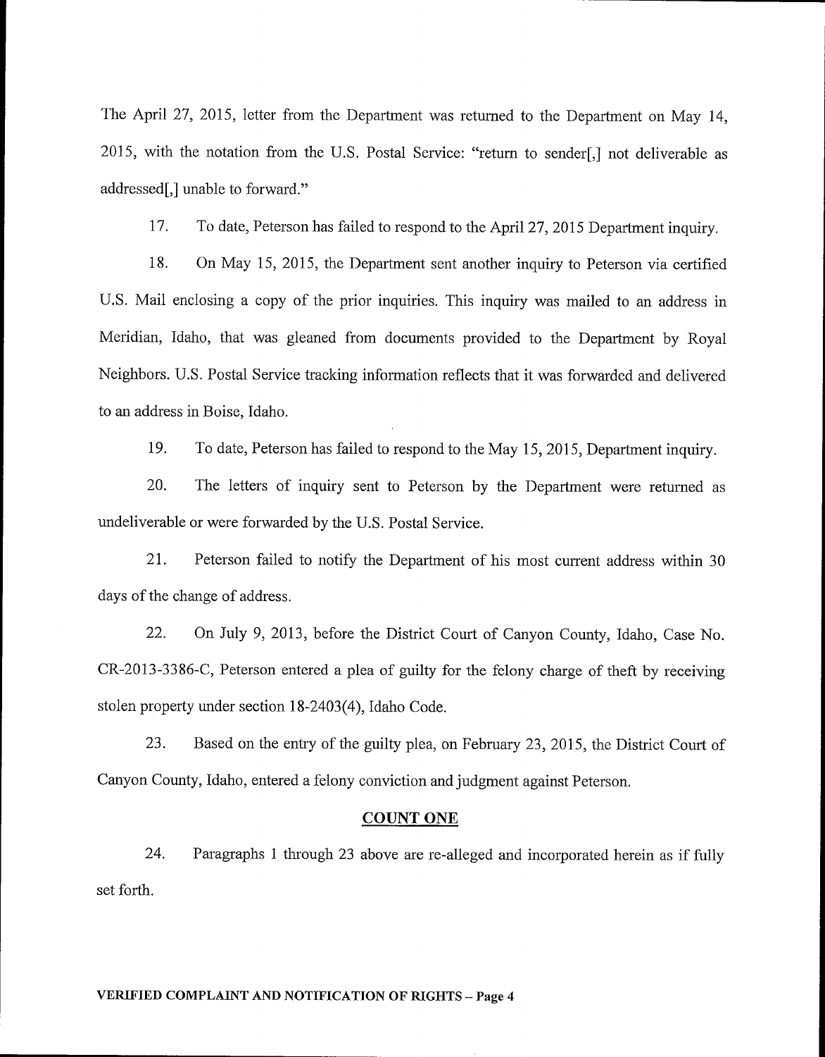The April 27, 2015, letter from the Department was returned to the Department on May 14, 2015, with the notation from the U.S. Postal Service: "return to sender[,] not deliverable as addressed[,] unable to forward."

17. To date, Peterson has failed to respond to the April 27, 2015 Department inquiry.

18. On May 15, 2015, the Department sent another inquiry to Peterson via certified U.S. Mail enclosing a copy of the prior inquiries. This inquiry was mailed to an address in Meridian, Idaho, that was gleaned from documents provided to the Department by Royal Neighbors. U.S. Postal Service tracking information reflects that it was forwarded and delivered to an address in Boise, Idaho.

19. To date, Peterson has failed to respond to the May 15, 2015, Department inquiry.

20. The letters of inquiry sent to Peterson by the Department were returned as undeliverable or were forwarded by the U.S. Postal Service.

21. Peterson failed to notify the Department of his most current address within 30 days of the change of address.

22. On July 9, 2013, before the District Court of Canyon County, Idaho, Case No. CR-2013-3386-C, Peterson entered a plea of guilty for the felony charge of theft by receiving stolen property under section 18-2403(4), Idaho Code.

23. Based on the entry of the guilty plea, on February 23, 2015, the District Court of Canyon County, Idaho, entered a felony conviction and judgment against Peterson.

## COUNT ONE

24. Paragraphs 1 through 23 above are re-alleged and incorporated herein as if fully set forth.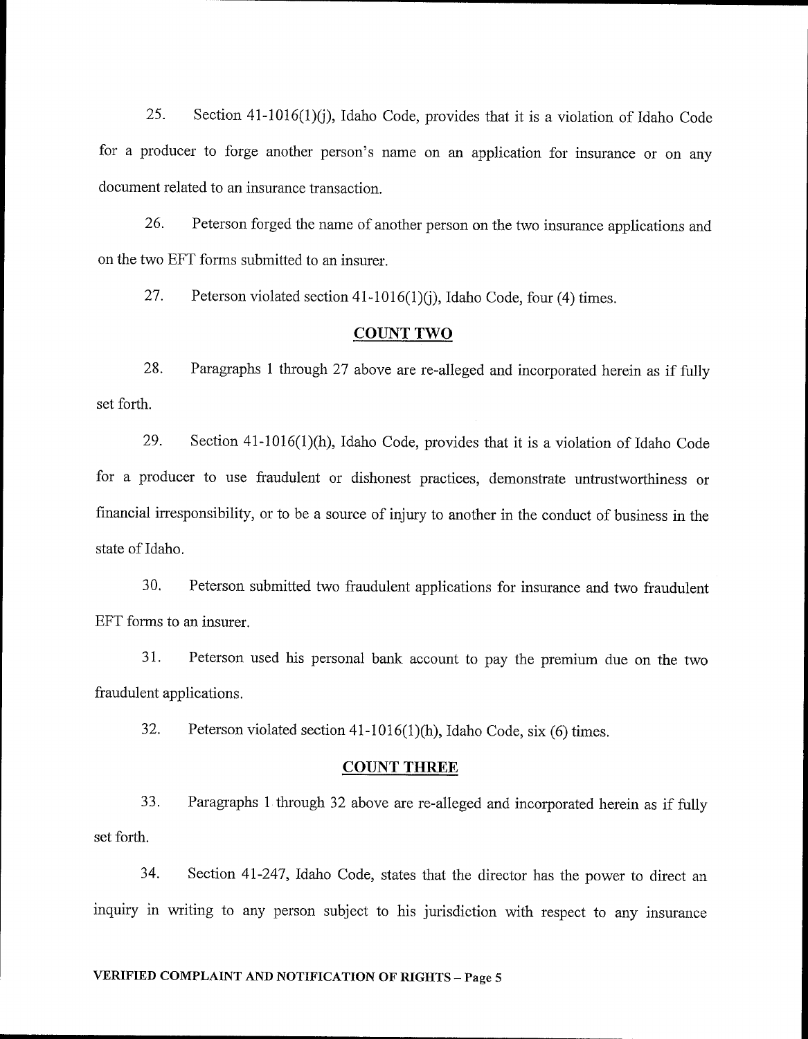25. Section 41-1016(1)(j), Idaho Code, provides that it is a violation of Idaho Code for a producer to forge another person's name on an application for insurance or on any document related to an insurance transaction.

26. Peterson forged the name of another person on the two insurance applications and on the two EFT forms submitted to an insurer.

27. Peterson violated section 41-1016(1)(j), Idaho Code, four (4) times.

## COUNT TWO

28. Paragraphs 1 through 27 above are re-alleged and incorporated herein as if fully set forth.

29. Section 41-1016(1)(h), Idaho Code, provides that it is a violation of Idaho Code for a producer to use fraudulent or dishonest practices, demonstrate untrustworthiness or financial irresponsibility, or to be a source of injury to another in the conduct of business in the state of Idaho.

30. Peterson submitted two fraudulent applications for insurance and two fraudulent EFT forms to an insurer.

31. Peterson used his personal bank account to pay the premium due on the two fraudulent applications.

32. Peterson violated section 41-1016(1)(h), Idaho Code, six (6) times.

## COUNT THREE

33. Paragraphs 1 through 32 above are re-alleged and incorporated herein as if fully set forth.

34. Section 41-247, Idaho Code, states that the director has the power to direct an inquiry in writing to any person subject to his jurisdiction with respect to any insurance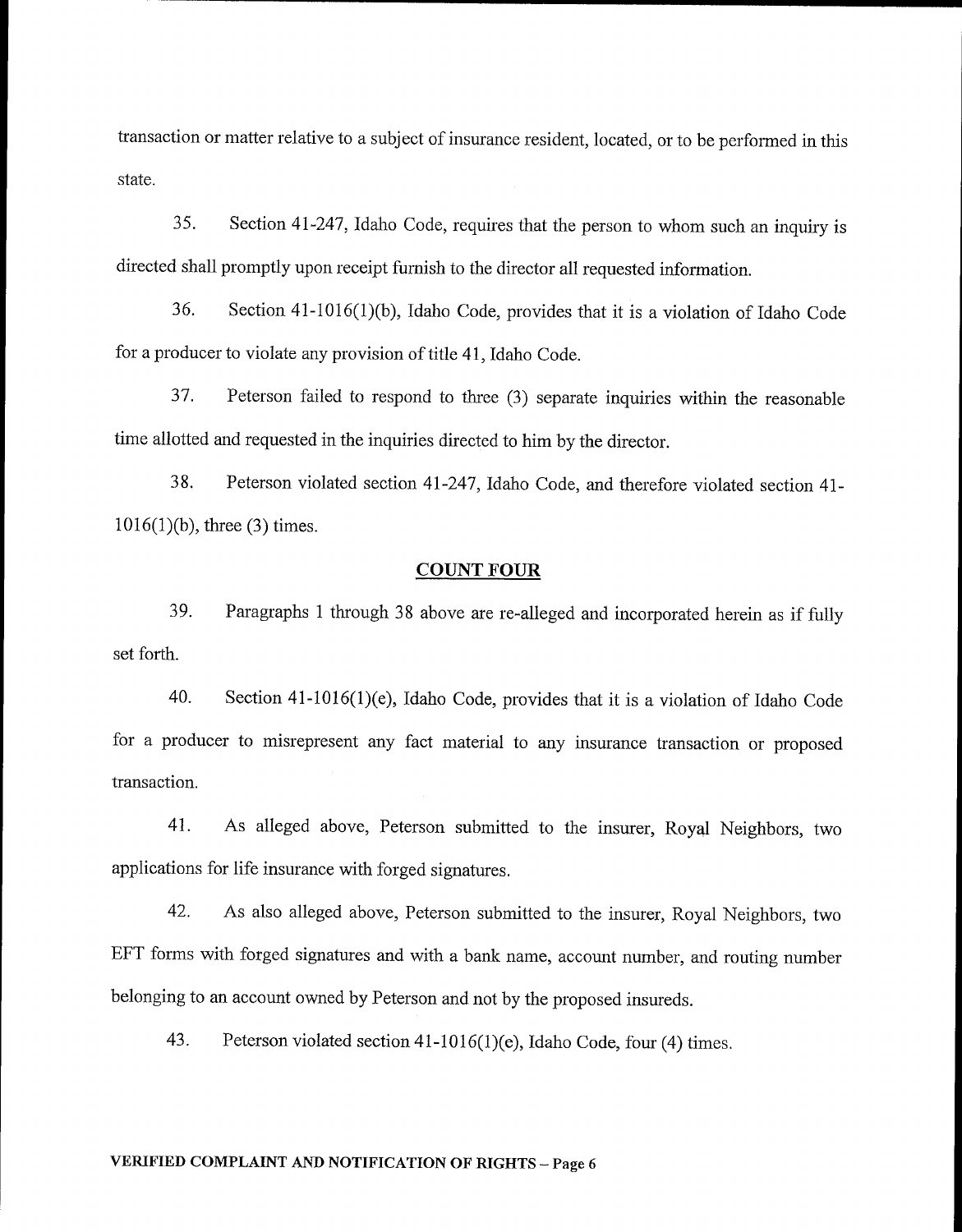transaction or matter relative to a subject of insurance resident, located, or to be performed in this state.

35. Section 41-247, Idaho Code, requires that the person to whom such an inquiry is directed shall promptly upon receipt furnish to the director all requested information.

36. Section 41-1016(1)(b), Idaho Code, provides that it is a violation of Idaho Code for a producer to violate any provision of title 41, Idaho Code.

37. Peterson failed to respond to three (3) separate inquiries within the reasonable time allotted and requested in the inquiries directed to him by the director.

38. Peterson violated section 41-247, Idaho Code, and therefore violated section 41-1016(1)(b), three (3) times.

## COUNT FOUR

39. Paragraphs 1 through 38 above are re-alleged and incorporated herein as if fully set forth.

40. Section 41-1016(1)(e), Idaho Code, provides that it is a violation of Idaho Code for a producer to misrepresent any fact material to any insurance transaction or proposed transaction.

41. As alleged above, Peterson submitted to the insurer, Royal Neighbors, two applications for life insurance with forged signatures.

42. As also alleged above, Peterson submitted to the insurer, Royal Neighbors, two EFT forms with forged signatures and with a bank name, account number, and routing number belonging to an account owned by Peterson and not by the proposed insureds.

43. Peterson violated section 41-1016(1)(e), Idaho Code, four (4) times.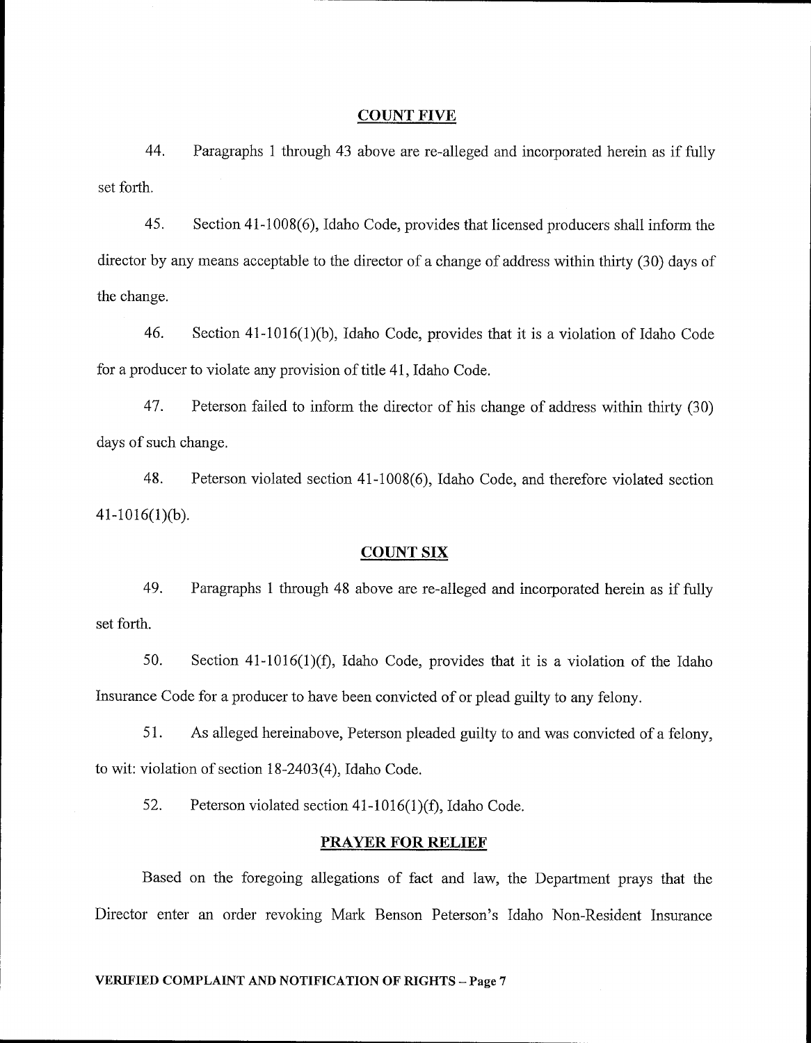## COUNT FIVE

44. Paragraphs 1 through 43 above are re-alleged and incorporated herein as if fully set forth.

45. Section 41-1008(6), Idaho Code, provides that licensed producers shall inform the director by any means acceptable to the director of a change of address within thirty (30) days of the change.

46. Section 41-1016(1)(b), Idaho Code, provides that it is a violation of Idaho Code for a producer to violate any provision of title 41, Idaho Code.

47. Peterson failed to inform the director of his change of address within thirty (30) days of such change.

48. Peterson violated section 41-1008(6), Idaho Code, and therefore violated section 41-1016(1)(b).

## COUNT SIX

49. Paragraphs 1 through 48 above are re-alleged and incorporated herein as if fully set forth.

50. Section 41-1016(1)(f), Idaho Code, provides that it is a violation of the Idaho Insurance Code for a producer to have been convicted of or plead guilty to any felony.

51. As alleged hereinabove, Peterson pleaded guilty to and was convicted of a felony, to wit: violation of section 18-2403(4), Idaho Code.

52. Peterson violated section 41-1016(1)(f), Idaho Code.

## PRAYER FOR RELIEF

Based on the foregoing allegations of fact and law, the Department prays that the Director enter an order revoking Mark Benson Peterson's Idaho Non-Resident Insurance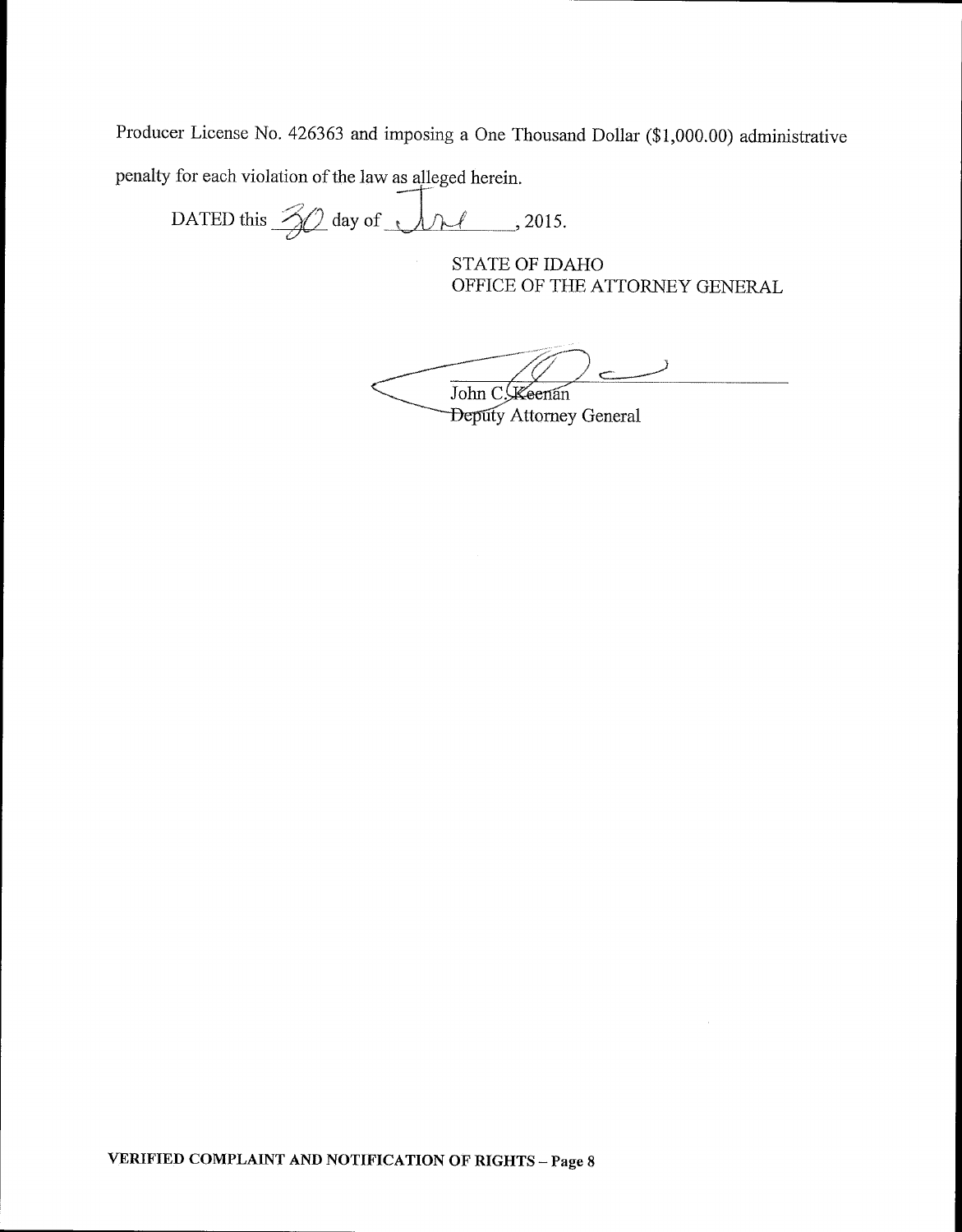Producer License No. 426363 and imposing a One Thousand Dollar ($1,000.00) administrative penalty for each violation of the law as alleged herein.

DATED this 30 day of June, 2015.

STATE OF IDAHO
OFFICE OF THE ATTORNEY GENERAL

John C. Keenan
Deputy Attorney General

**VERIFIED COMPLAINT AND NOTIFICATION OF RIGHTS – Page 8**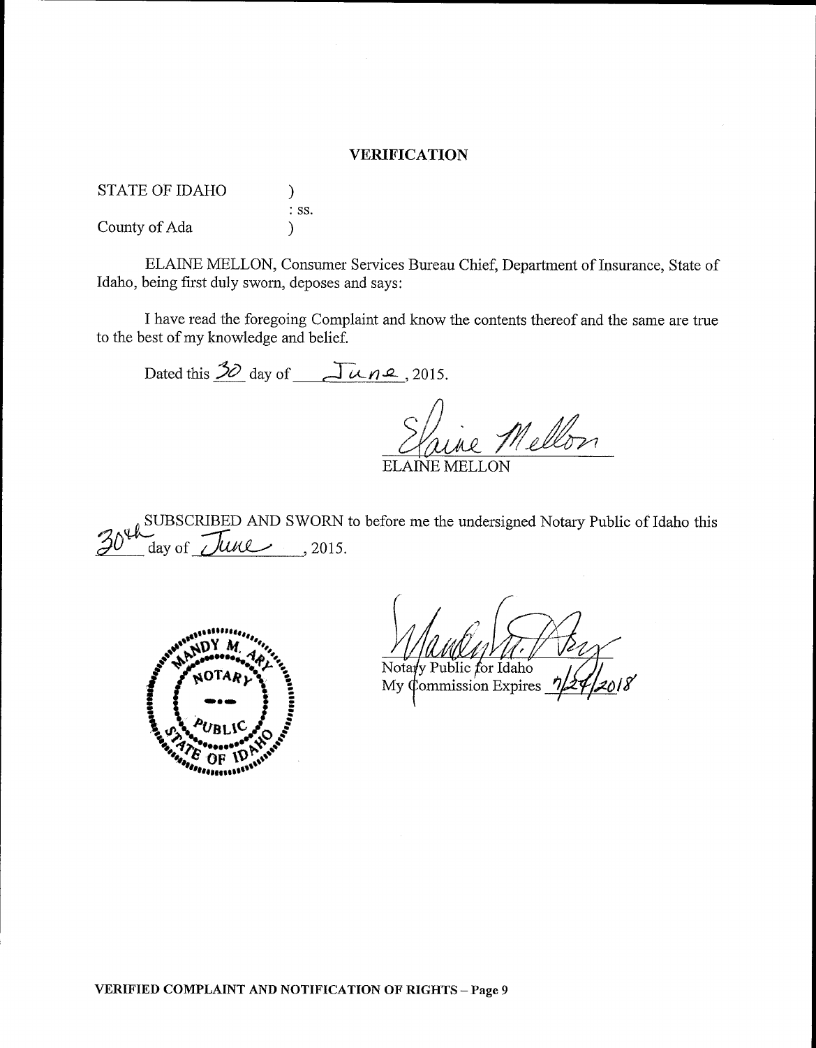## VERIFICATION

STATE OF IDAHO )
: ss.
County of Ada )

ELAINE MELLON, Consumer Services Bureau Chief, Department of Insurance, State of Idaho, being first duly sworn, deposes and says:

I have read the foregoing Complaint and know the contents thereof and the same are true to the best of my knowledge and belief.

Dated this 30 day of June, 2015.

Elaine Mellon
ELAINE MELLON

SUBSCRIBED AND SWORN to before me the undersigned Notary Public of Idaho this 30th day of June, 2015.

MANDY M. ARY
NOTARY PUBLIC
STATE OF IDAHO

Notary Public for Idaho
My Commission Expires 7/24/2018

**VERIFIED COMPLAINT AND NOTIFICATION OF RIGHTS – Page 9**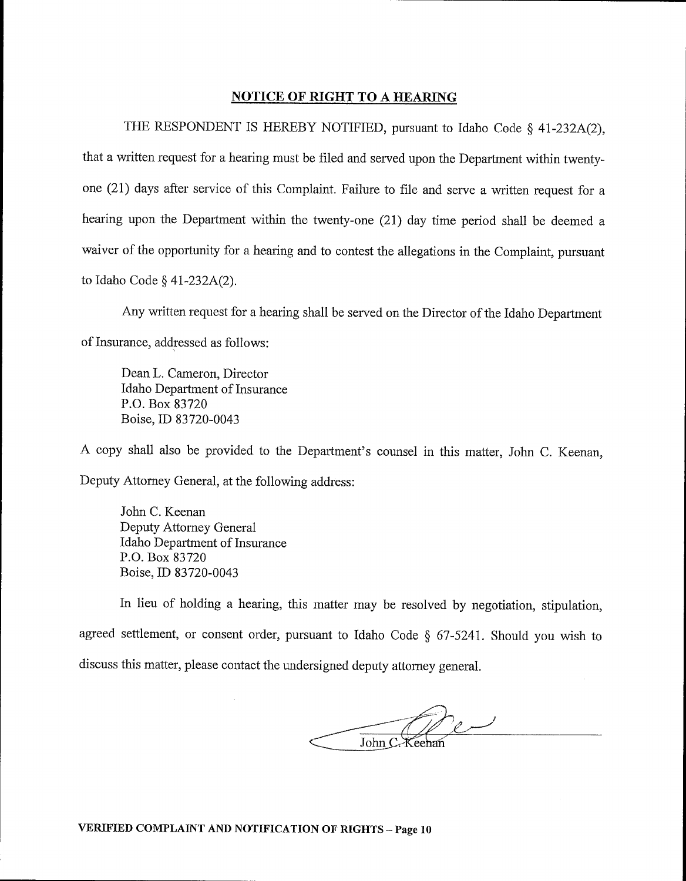## NOTICE OF RIGHT TO A HEARING

THE RESPONDENT IS HEREBY NOTIFIED, pursuant to Idaho Code § 41-232A(2), that a written request for a hearing must be filed and served upon the Department within twenty-one (21) days after service of this Complaint. Failure to file and serve a written request for a hearing upon the Department within the twenty-one (21) day time period shall be deemed a waiver of the opportunity for a hearing and to contest the allegations in the Complaint, pursuant to Idaho Code § 41-232A(2).

Any written request for a hearing shall be served on the Director of the Idaho Department of Insurance, addressed as follows:

Dean L. Cameron, Director
Idaho Department of Insurance
P.O. Box 83720
Boise, ID 83720-0043

A copy shall also be provided to the Department's counsel in this matter, John C. Keenan, Deputy Attorney General, at the following address:

John C. Keenan
Deputy Attorney General
Idaho Department of Insurance
P.O. Box 83720
Boise, ID 83720-0043

In lieu of holding a hearing, this matter may be resolved by negotiation, stipulation, agreed settlement, or consent order, pursuant to Idaho Code § 67-5241. Should you wish to discuss this matter, please contact the undersigned deputy attorney general.

John C. Keenan

**VERIFIED COMPLAINT AND NOTIFICATION OF RIGHTS – Page 10**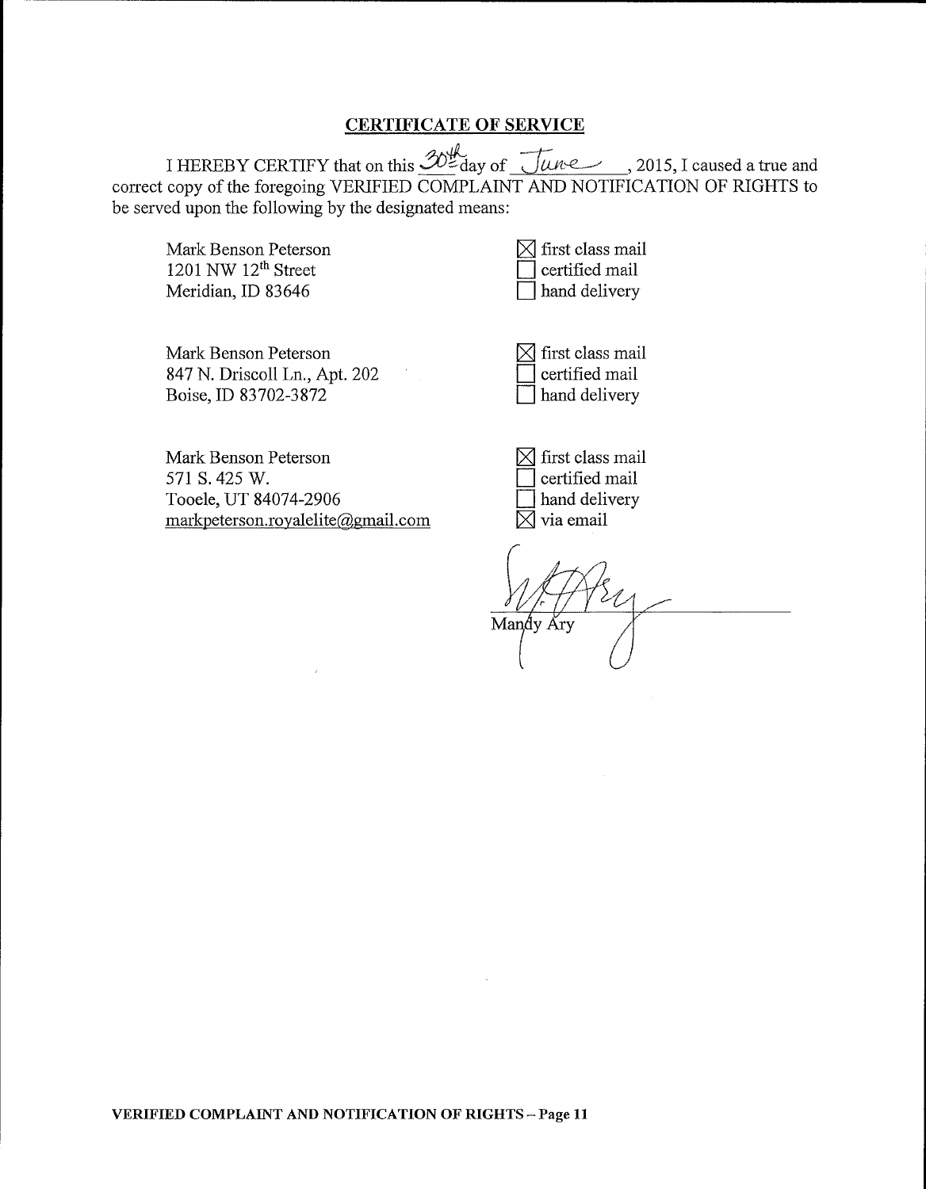## CERTIFICATE OF SERVICE

I HEREBY CERTIFY that on this 30th day of June, 2015, I caused a true and correct copy of the foregoing VERIFIED COMPLAINT AND NOTIFICATION OF RIGHTS to be served upon the following by the designated means:

Mark Benson Peterson
1201 NW 12th Street
Meridian, ID 83646

☒ first class mail
☐ certified mail
☐ hand delivery

Mark Benson Peterson
847 N. Driscoll Ln., Apt. 202
Boise, ID 83702-3872

☒ first class mail
☐ certified mail
☐ hand delivery

Mark Benson Peterson
571 S. 425 W.
Tooele, UT 84074-2906
markpeterson.royalelite@gmail.com

☒ first class mail
☐ certified mail
☐ hand delivery
☒ via email

Mandy Ary